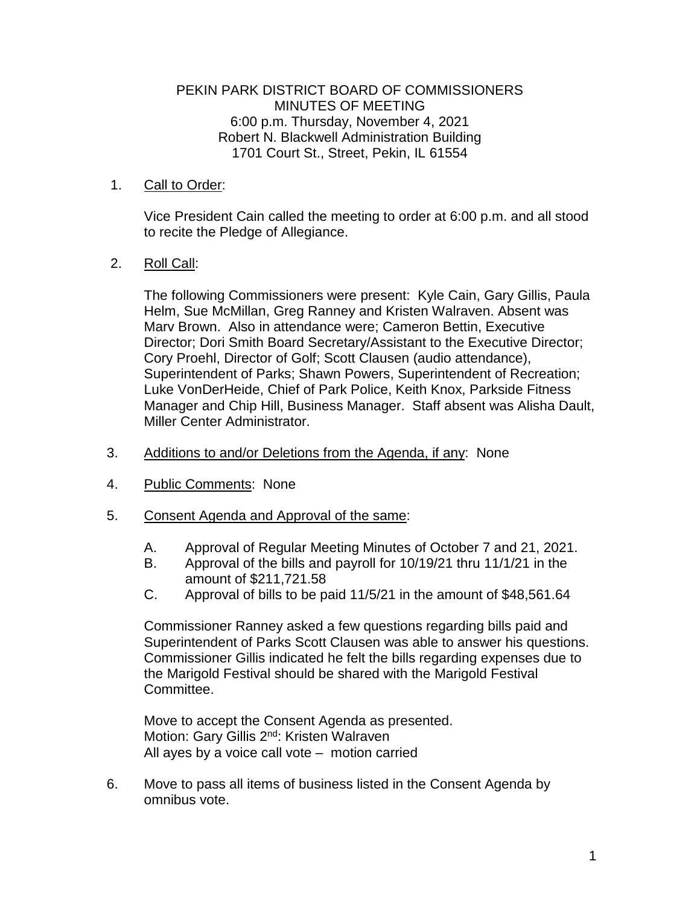PEKIN PARK DISTRICT BOARD OF COMMISSIONERS
MINUTES OF MEETING
6:00 p.m. Thursday, November 4, 2021
Robert N. Blackwell Administration Building
1701 Court St., Street, Pekin, IL 61554

1. Call to Order:

   Vice President Cain called the meeting to order at 6:00 p.m. and all stood to recite the Pledge of Allegiance.

2. Roll Call:

   The following Commissioners were present: Kyle Cain, Gary Gillis, Paula Helm, Sue McMillan, Greg Ranney and Kristen Walraven. Absent was Marv Brown. Also in attendance were; Cameron Bettin, Executive Director; Dori Smith Board Secretary/Assistant to the Executive Director; Cory Proehl, Director of Golf; Scott Clausen (audio attendance), Superintendent of Parks; Shawn Powers, Superintendent of Recreation; Luke VonDerHeide, Chief of Park Police, Keith Knox, Parkside Fitness Manager and Chip Hill, Business Manager. Staff absent was Alisha Dault, Miller Center Administrator.

3. Additions to and/or Deletions from the Agenda, if any: None

4. Public Comments: None

5. Consent Agenda and Approval of the same:

   A. Approval of Regular Meeting Minutes of October 7 and 21, 2021.
   B. Approval of the bills and payroll for 10/19/21 thru 11/1/21 in the amount of $211,721.58
   C. Approval of bills to be paid 11/5/21 in the amount of $48,561.64

   Commissioner Ranney asked a few questions regarding bills paid and Superintendent of Parks Scott Clausen was able to answer his questions. Commissioner Gillis indicated he felt the bills regarding expenses due to the Marigold Festival should be shared with the Marigold Festival Committee.

   Move to accept the Consent Agenda as presented.
   Motion: Gary Gillis 2nd: Kristen Walraven
   All ayes by a voice call vote – motion carried

6. Move to pass all items of business listed in the Consent Agenda by omnibus vote.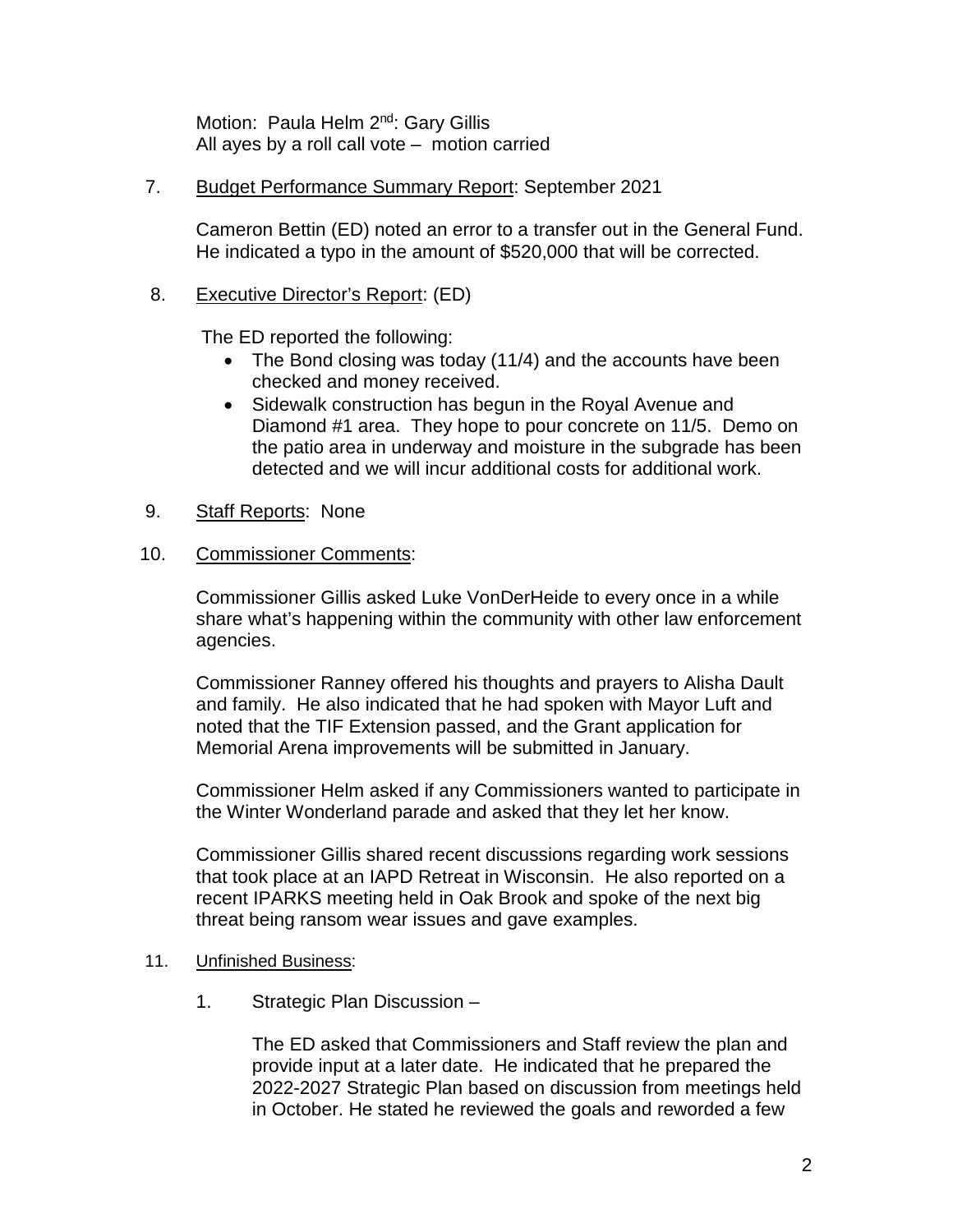Motion: Paula Helm 2nd: Gary Gillis
All ayes by a roll call vote – motion carried

7. Budget Performance Summary Report: September 2021

   Cameron Bettin (ED) noted an error to a transfer out in the General Fund. He indicated a typo in the amount of $520,000 that will be corrected.

8. Executive Director's Report: (ED)

   The ED reported the following:

   - The Bond closing was today (11/4) and the accounts have been checked and money received.
   - Sidewalk construction has begun in the Royal Avenue and Diamond #1 area. They hope to pour concrete on 11/5. Demo on the patio area in underway and moisture in the subgrade has been detected and we will incur additional costs for additional work.

9. Staff Reports: None

10. Commissioner Comments:

    Commissioner Gillis asked Luke VonDerHeide to every once in a while share what's happening within the community with other law enforcement agencies.

    Commissioner Ranney offered his thoughts and prayers to Alisha Dault and family. He also indicated that he had spoken with Mayor Luft and noted that the TIF Extension passed, and the Grant application for Memorial Arena improvements will be submitted in January.

    Commissioner Helm asked if any Commissioners wanted to participate in the Winter Wonderland parade and asked that they let her know.

    Commissioner Gillis shared recent discussions regarding work sessions that took place at an IAPD Retreat in Wisconsin. He also reported on a recent IPARKS meeting held in Oak Brook and spoke of the next big threat being ransom wear issues and gave examples.

11. Unfinished Business:

    1. Strategic Plan Discussion –

       The ED asked that Commissioners and Staff review the plan and provide input at a later date. He indicated that he prepared the 2022-2027 Strategic Plan based on discussion from meetings held in October. He stated he reviewed the goals and reworded a few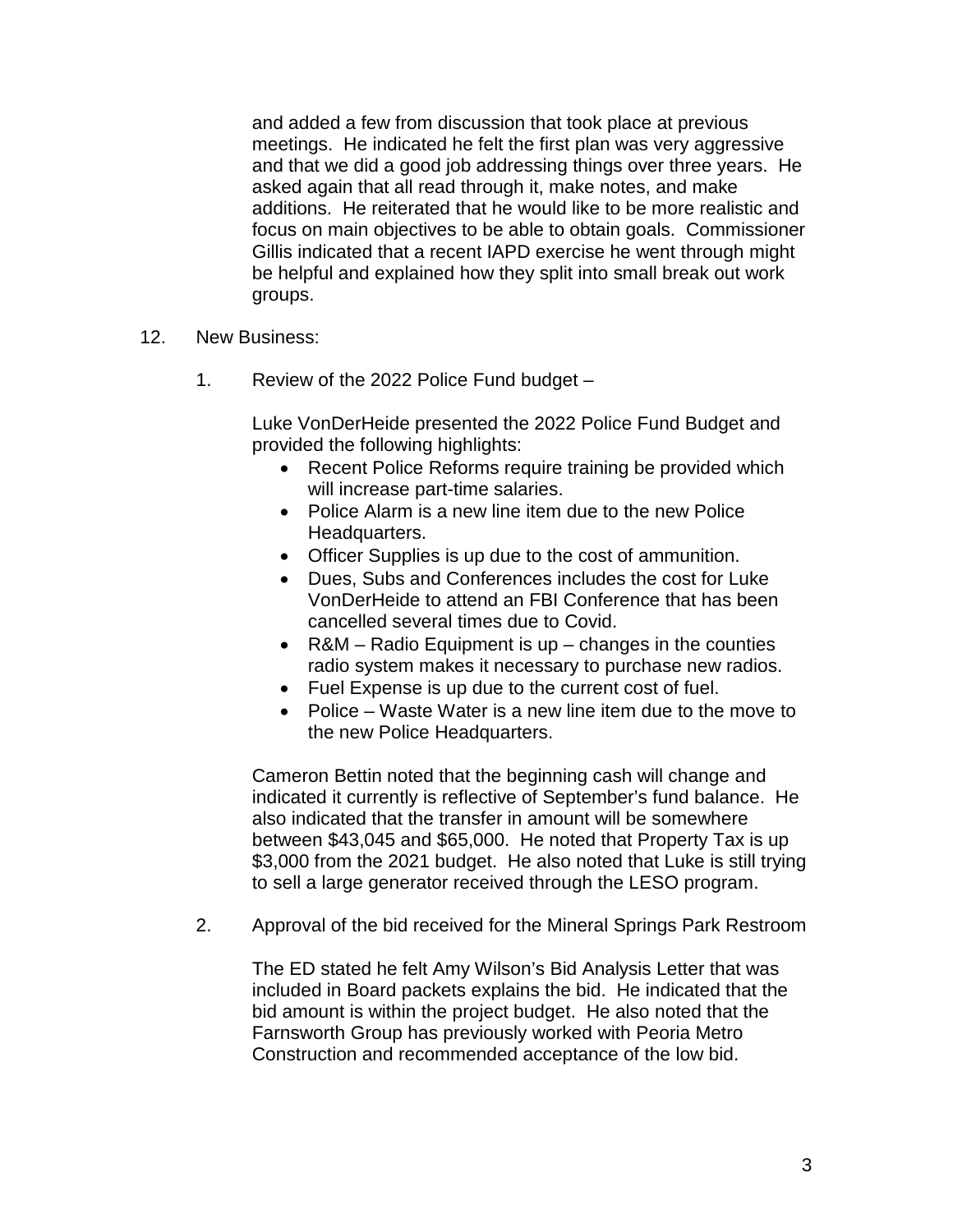and added a few from discussion that took place at previous meetings. He indicated he felt the first plan was very aggressive and that we did a good job addressing things over three years. He asked again that all read through it, make notes, and make additions. He reiterated that he would like to be more realistic and focus on main objectives to be able to obtain goals. Commissioner Gillis indicated that a recent IAPD exercise he went through might be helpful and explained how they split into small break out work groups.

12. New Business:

   1. Review of the 2022 Police Fund budget –

      Luke VonDerHeide presented the 2022 Police Fund Budget and provided the following highlights:

      - Recent Police Reforms require training be provided which will increase part-time salaries.
      - Police Alarm is a new line item due to the new Police Headquarters.
      - Officer Supplies is up due to the cost of ammunition.
      - Dues, Subs and Conferences includes the cost for Luke VonDerHeide to attend an FBI Conference that has been cancelled several times due to Covid.
      - R&M – Radio Equipment is up – changes in the counties radio system makes it necessary to purchase new radios.
      - Fuel Expense is up due to the current cost of fuel.
      - Police – Waste Water is a new line item due to the move to the new Police Headquarters.

      Cameron Bettin noted that the beginning cash will change and indicated it currently is reflective of September's fund balance. He also indicated that the transfer in amount will be somewhere between $43,045 and $65,000. He noted that Property Tax is up $3,000 from the 2021 budget. He also noted that Luke is still trying to sell a large generator received through the LESO program.

   2. Approval of the bid received for the Mineral Springs Park Restroom

      The ED stated he felt Amy Wilson's Bid Analysis Letter that was included in Board packets explains the bid. He indicated that the bid amount is within the project budget. He also noted that the Farnsworth Group has previously worked with Peoria Metro Construction and recommended acceptance of the low bid.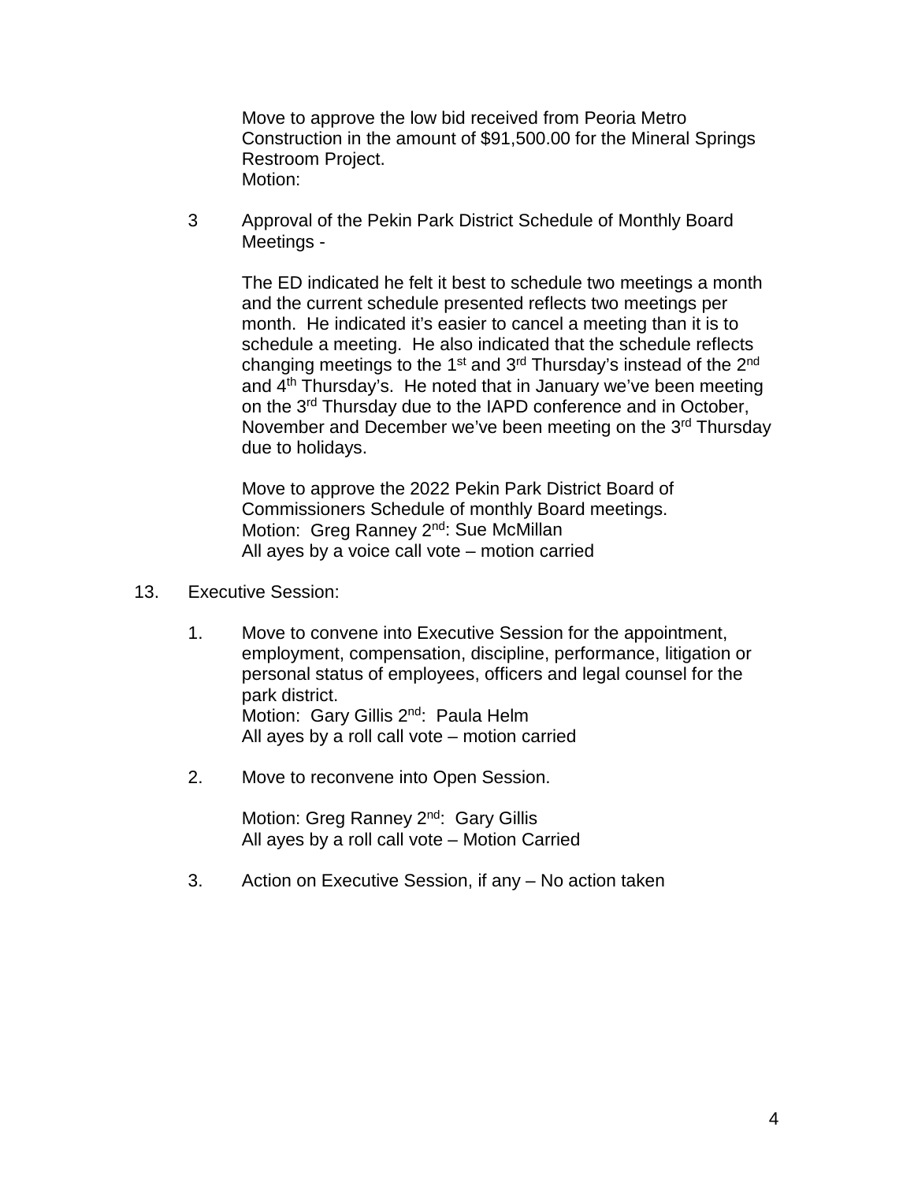Move to approve the low bid received from Peoria Metro Construction in the amount of $91,500.00 for the Mineral Springs Restroom Project.
Motion:

3 Approval of the Pekin Park District Schedule of Monthly Board Meetings -

The ED indicated he felt it best to schedule two meetings a month and the current schedule presented reflects two meetings per month. He indicated it's easier to cancel a meeting than it is to schedule a meeting. He also indicated that the schedule reflects changing meetings to the 1st and 3rd Thursday's instead of the 2nd and 4th Thursday's. He noted that in January we've been meeting on the 3rd Thursday due to the IAPD conference and in October, November and December we've been meeting on the 3rd Thursday due to holidays.

Move to approve the 2022 Pekin Park District Board of Commissioners Schedule of monthly Board meetings.
Motion: Greg Ranney 2nd: Sue McMillan
All ayes by a voice call vote – motion carried

13. Executive Session:

1. Move to convene into Executive Session for the appointment, employment, compensation, discipline, performance, litigation or personal status of employees, officers and legal counsel for the park district.
   Motion: Gary Gillis 2nd: Paula Helm
   All ayes by a roll call vote – motion carried

2. Move to reconvene into Open Session.

   Motion: Greg Ranney 2nd: Gary Gillis
   All ayes by a roll call vote – Motion Carried

3. Action on Executive Session, if any – No action taken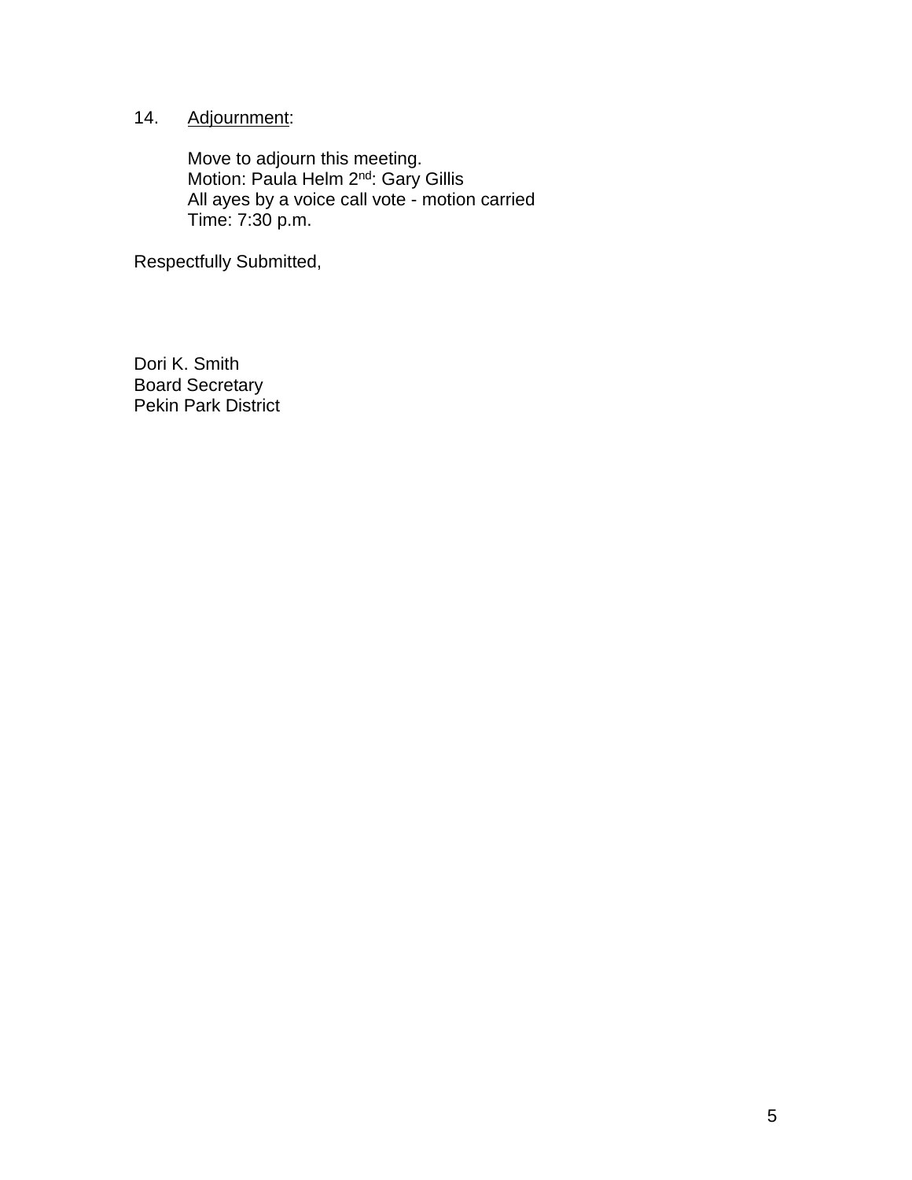14. Adjournment:

    Move to adjourn this meeting.
    Motion: Paula Helm 2nd: Gary Gillis
    All ayes by a voice call vote - motion carried
    Time: 7:30 p.m.

Respectfully Submitted,

Dori K. Smith
Board Secretary
Pekin Park District